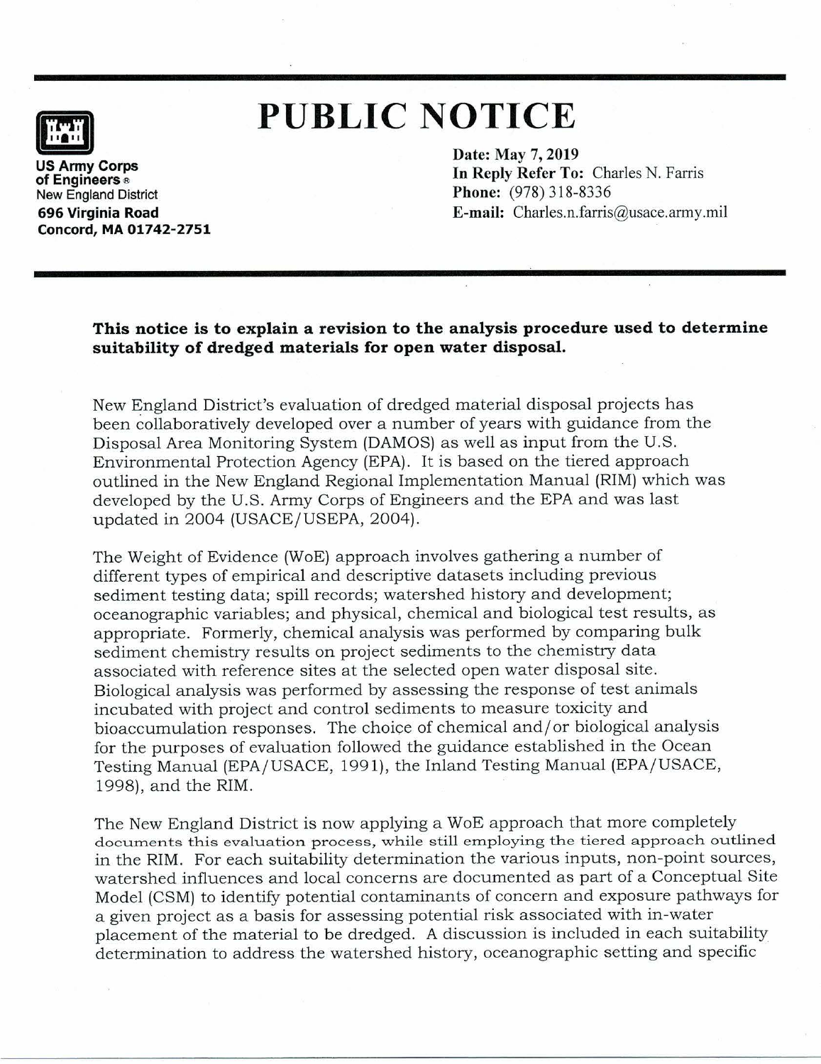# PUBLIC NOTICE

**US Army Corps of Engineers®**
New England District
**696 Virginia Road**
**Concord, MA 01742-2751**

**Date: May 7, 2019**
**In Reply Refer To:** Charles N. Farris
**Phone:** (978) 318-8336
**E-mail:** Charles.n.farris@usace.army.mil

**This notice is to explain a revision to the analysis procedure used to determine suitability of dredged materials for open water disposal.**

New England District's evaluation of dredged material disposal projects has been collaboratively developed over a number of years with guidance from the Disposal Area Monitoring System (DAMOS) as well as input from the U.S. Environmental Protection Agency (EPA). It is based on the tiered approach outlined in the New England Regional Implementation Manual (RIM) which was developed by the U.S. Army Corps of Engineers and the EPA and was last updated in 2004 (USACE/USEPA, 2004).

The Weight of Evidence (WoE) approach involves gathering a number of different types of empirical and descriptive datasets including previous sediment testing data; spill records; watershed history and development; oceanographic variables; and physical, chemical and biological test results, as appropriate. Formerly, chemical analysis was performed by comparing bulk sediment chemistry results on project sediments to the chemistry data associated with reference sites at the selected open water disposal site. Biological analysis was performed by assessing the response of test animals incubated with project and control sediments to measure toxicity and bioaccumulation responses. The choice of chemical and/or biological analysis for the purposes of evaluation followed the guidance established in the Ocean Testing Manual (EPA/USACE, 1991), the Inland Testing Manual (EPA/USACE, 1998), and the RIM.

The New England District is now applying a WoE approach that more completely documents this evaluation process, while still employing the tiered approach outlined in the RIM. For each suitability determination the various inputs, non-point sources, watershed influences and local concerns are documented as part of a Conceptual Site Model (CSM) to identify potential contaminants of concern and exposure pathways for a given project as a basis for assessing potential risk associated with in-water placement of the material to be dredged. A discussion is included in each suitability determination to address the watershed history, oceanographic setting and specific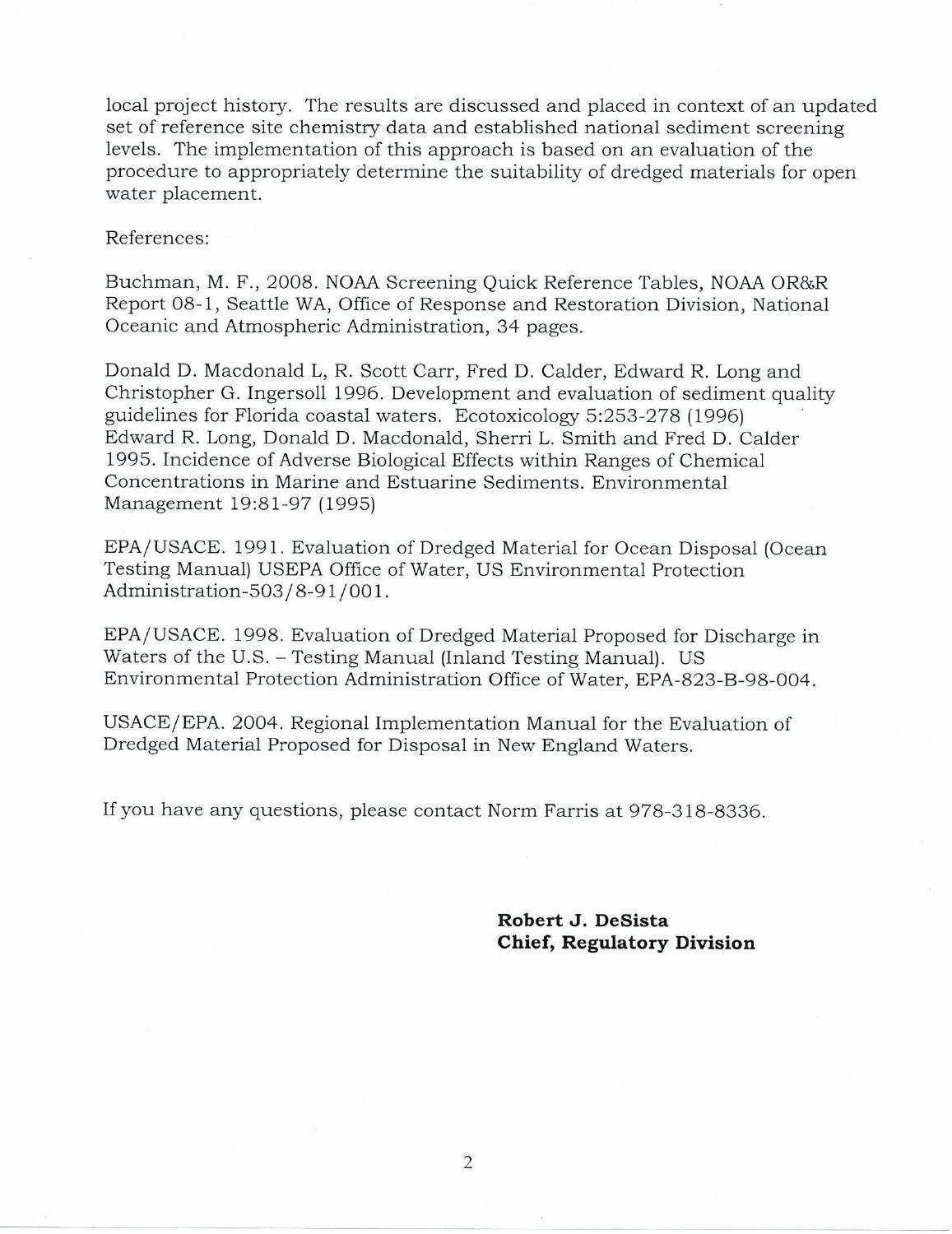local project history. The results are discussed and placed in context of an updated set of reference site chemistry data and established national sediment screening levels. The implementation of this approach is based on an evaluation of the procedure to appropriately determine the suitability of dredged materials for open water placement.

References:

Buchman, M. F., 2008. NOAA Screening Quick Reference Tables, NOAA OR&R Report 08-1, Seattle WA, Office of Response and Restoration Division, National Oceanic and Atmospheric Administration, 34 pages.

Donald D. Macdonald L, R. Scott Carr, Fred D. Calder, Edward R. Long and Christopher G. Ingersoll 1996. Development and evaluation of sediment quality guidelines for Florida coastal waters. Ecotoxicology 5:253-278 (1996)
Edward R. Long, Donald D. Macdonald, Sherri L. Smith and Fred D. Calder 1995. Incidence of Adverse Biological Effects within Ranges of Chemical Concentrations in Marine and Estuarine Sediments. Environmental Management 19:81-97 (1995)

EPA/USACE. 1991. Evaluation of Dredged Material for Ocean Disposal (Ocean Testing Manual) USEPA Office of Water, US Environmental Protection Administration-503/8-91/001.

EPA/USACE. 1998. Evaluation of Dredged Material Proposed for Discharge in Waters of the U.S. – Testing Manual (Inland Testing Manual). US Environmental Protection Administration Office of Water, EPA-823-B-98-004.

USACE/EPA. 2004. Regional Implementation Manual for the Evaluation of Dredged Material Proposed for Disposal in New England Waters.

If you have any questions, please contact Norm Farris at 978-318-8336.

**Robert J. DeSista**
**Chief, Regulatory Division**